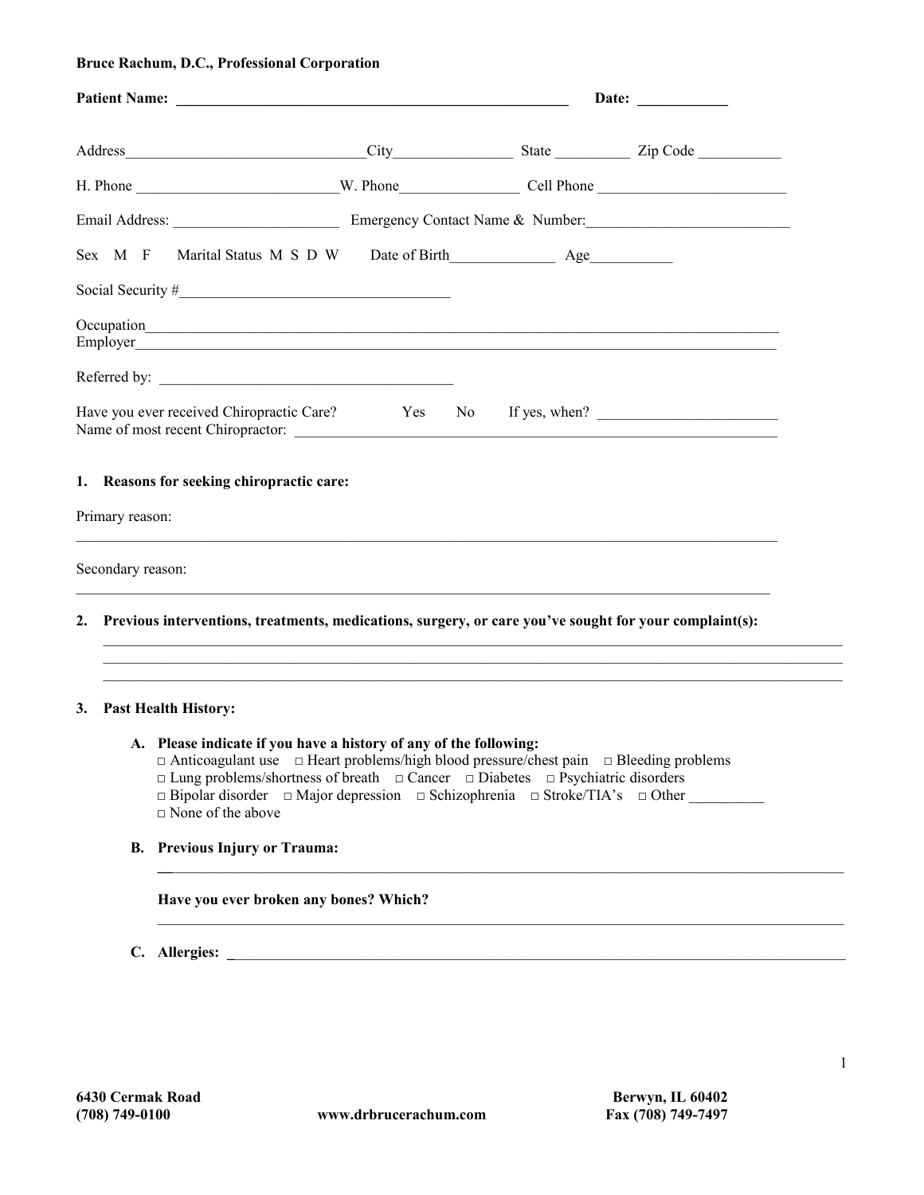**Bruce Rachum, D.C., Professional Corporation**

**Patient Name:** _______________________________________________ **Date:** ___________

Address______________________________City_______________ State __________ Zip Code ___________

H. Phone __________________________W. Phone________________ Cell Phone ________________________

Email Address: ______________________ Emergency Contact Name & Number:__________________________

Sex M F Marital Status M S D W Date of Birth______________ Age___________

Social Security #__________________________________

Occupation_____________________________________________________________________________
Employer______________________________________________________________________________

Referred by: ______________________________________

Have you ever received Chiropractic Care? Yes No If yes, when? ________________________
Name of most recent Chiropractor: _____________________________________________________________

**1. Reasons for seeking chiropractic care:**

Primary reason:

_____________________________________________________________________________________

Secondary reason:

_____________________________________________________________________________________

**2. Previous interventions, treatments, medications, surgery, or care you've sought for your complaint(s):**

_____________________________________________________________________________________
_____________________________________________________________________________________
_____________________________________________________________________________________

**3. Past Health History:**

**A. Please indicate if you have a history of any of the following:**

□ Anticoagulant use □ Heart problems/high blood pressure/chest pain □ Bleeding problems
□ Lung problems/shortness of breath □ Cancer □ Diabetes □ Psychiatric disorders
□ Bipolar disorder □ Major depression □ Schizophrenia □ Stroke/TIA's □ Other __________
□ None of the above

**B. Previous Injury or Trauma:**

_____________________________________________________________________________________

**Have you ever broken any bones? Which?**

_____________________________________________________________________________________

**C. Allergies:** _____________________________________________________________________

**6430 Cermak Road** **Berwyn, IL 60402**
**(708) 749-0100** **www.drbrucerachum.com** **Fax (708) 749-7497**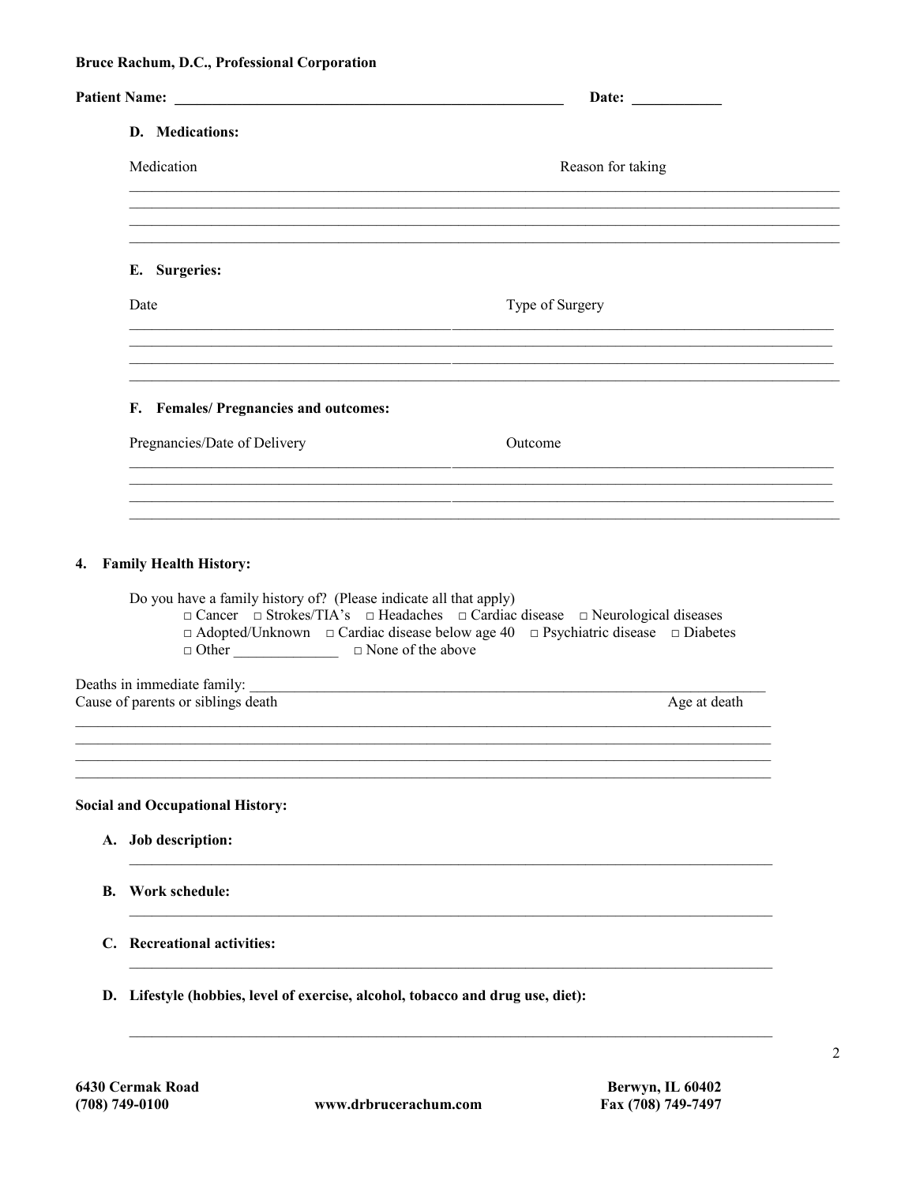**Bruce Rachum, D.C., Professional Corporation**

**Patient Name:** ______________________________________________________ **Date:** ___________

### D. Medications:

Medication | Reason for taking

_____________________________________________________________________________________

_____________________________________________________________________________________

_____________________________________________________________________________________

_____________________________________________________________________________________

### E. Surgeries:

Date | Type of Surgery

_____________________________________________________________________________________

_____________________________________________________________________________________

_____________________________________________________________________________________

_____________________________________________________________________________________

### F. Females/ Pregnancies and outcomes:

Pregnancies/Date of Delivery | Outcome

_____________________________________________________________________________________

_____________________________________________________________________________________

_____________________________________________________________________________________

_____________________________________________________________________________________

## 4. Family Health History:

Do you have a family history of? (Please indicate all that apply)

□ Cancer □ Strokes/TIA's □ Headaches □ Cardiac disease □ Neurological diseases
□ Adopted/Unknown □ Cardiac disease below age 40 □ Psychiatric disease □ Diabetes
□ Other ______________ □ None of the above

Deaths in immediate family: ______________________________________________________________

Cause of parents or siblings death | Age at death

_____________________________________________________________________________________

_____________________________________________________________________________________

_____________________________________________________________________________________

_____________________________________________________________________________________

## Social and Occupational History:

**A. Job description:**

_____________________________________________________________________________________

**B. Work schedule:**

_____________________________________________________________________________________

**C. Recreational activities:**

_____________________________________________________________________________________

**D. Lifestyle (hobbies, level of exercise, alcohol, tobacco and drug use, diet):**

_____________________________________________________________________________________

**6430 Cermak Road** | **Berwyn, IL 60402**
**(708) 749-0100** | **www.drbrucerachum.com** | **Fax (708) 749-7497**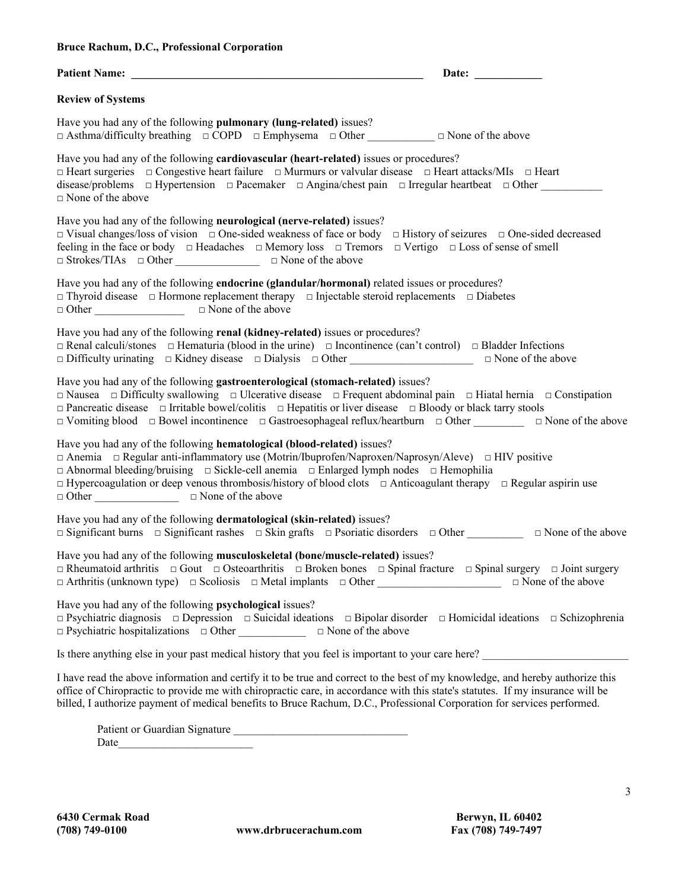**Bruce Rachum, D.C., Professional Corporation**

**Patient Name:** _______________________________________________________ **Date:** ____________

**Review of Systems**

Have you had any of the following **pulmonary (lung-related)** issues?
□ Asthma/difficulty breathing □ COPD □ Emphysema □ Other ____________ □ None of the above

Have you had any of the following **cardiovascular (heart-related)** issues or procedures?
□ Heart surgeries □ Congestive heart failure □ Murmurs or valvular disease □ Heart attacks/MIs □ Heart disease/problems □ Hypertension □ Pacemaker □ Angina/chest pain □ Irregular heartbeat □ Other ___________ □ None of the above

Have you had any of the following **neurological (nerve-related)** issues?
□ Visual changes/loss of vision □ One-sided weakness of face or body □ History of seizures □ One-sided decreased feeling in the face or body □ Headaches □ Memory loss □ Tremors □ Vertigo □ Loss of sense of smell □ Strokes/TIAs □ Other _______________ □ None of the above

Have you had any of the following **endocrine (glandular/hormonal)** related issues or procedures?
□ Thyroid disease □ Hormone replacement therapy □ Injectable steroid replacements □ Diabetes □ Other ________________ □ None of the above

Have you had any of the following **renal (kidney-related)** issues or procedures?
□ Renal calculi/stones □ Hematuria (blood in the urine) □ Incontinence (can't control) □ Bladder Infections □ Difficulty urinating □ Kidney disease □ Dialysis □ Other ______________________ □ None of the above

Have you had any of the following **gastroenterological (stomach-related)** issues?
□ Nausea □ Difficulty swallowing □ Ulcerative disease □ Frequent abdominal pain □ Hiatal hernia □ Constipation □ Pancreatic disease □ Irritable bowel/colitis □ Hepatitis or liver disease □ Bloody or black tarry stools □ Vomiting blood □ Bowel incontinence □ Gastroesophageal reflux/heartburn □ Other _________ □ None of the above

Have you had any of the following **hematological (blood-related)** issues?
□ Anemia □ Regular anti-inflammatory use (Motrin/Ibuprofen/Naproxen/Naprosyn/Aleve) □ HIV positive □ Abnormal bleeding/bruising □ Sickle-cell anemia □ Enlarged lymph nodes □ Hemophilia □ Hypercoagulation or deep venous thrombosis/history of blood clots □ Anticoagulant therapy □ Regular aspirin use □ Other _______________ □ None of the above

Have you had any of the following **dermatological (skin-related)** issues?
□ Significant burns □ Significant rashes □ Skin grafts □ Psoriatic disorders □ Other __________ □ None of the above

Have you had any of the following **musculoskeletal (bone/muscle-related)** issues?
□ Rheumatoid arthritis □ Gout □ Osteoarthritis □ Broken bones □ Spinal fracture □ Spinal surgery □ Joint surgery □ Arthritis (unknown type) □ Scoliosis □ Metal implants □ Other ______________________ □ None of the above

Have you had any of the following **psychological** issues?
□ Psychiatric diagnosis □ Depression □ Suicidal ideations □ Bipolar disorder □ Homicidal ideations □ Schizophrenia □ Psychiatric hospitalizations □ Other ____________ □ None of the above

Is there anything else in your past medical history that you feel is important to your care here? __________________________

I have read the above information and certify it to be true and correct to the best of my knowledge, and hereby authorize this office of Chiropractic to provide me with chiropractic care, in accordance with this state's statutes. If my insurance will be billed, I authorize payment of medical benefits to Bruce Rachum, D.C., Professional Corporation for services performed.

Patient or Guardian Signature _______________________________
Date________________________

**6430 Cermak Road** **Berwyn, IL 60402**
**(708) 749-0100** **www.drbrucerachum.com** **Fax (708) 749-7497**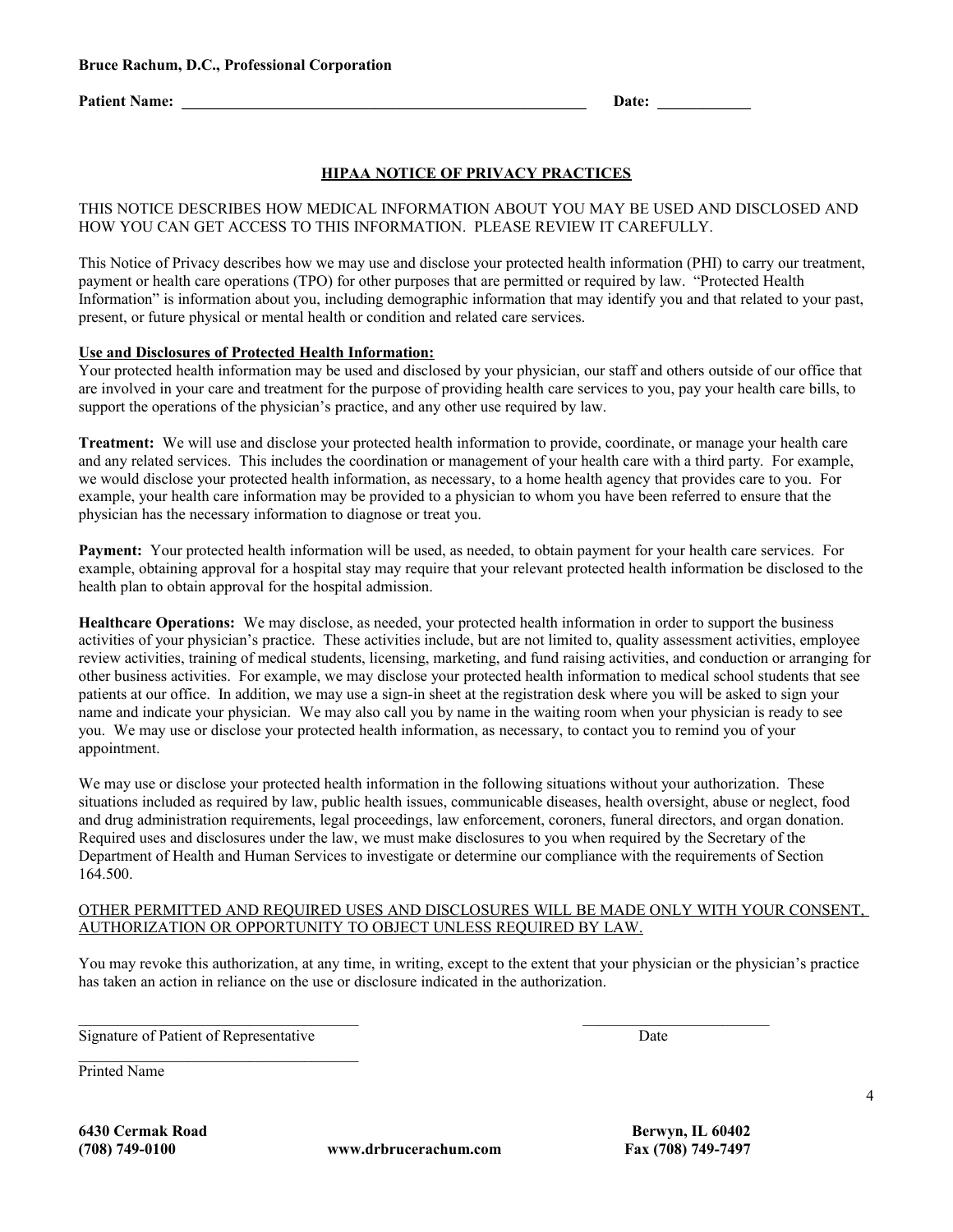**Bruce Rachum, D.C., Professional Corporation**

**Patient Name: \_\_\_\_\_\_\_\_\_\_\_\_\_\_\_\_\_\_\_\_\_\_\_\_\_\_\_\_\_\_\_\_\_\_\_\_\_\_\_\_\_\_\_\_\_\_\_\_\_\_\_\_\_\_ Date: \_\_\_\_\_\_\_\_\_\_\_\_**

## HIPAA NOTICE OF PRIVACY PRACTICES

THIS NOTICE DESCRIBES HOW MEDICAL INFORMATION ABOUT YOU MAY BE USED AND DISCLOSED AND HOW YOU CAN GET ACCESS TO THIS INFORMATION. PLEASE REVIEW IT CAREFULLY.

This Notice of Privacy describes how we may use and disclose your protected health information (PHI) to carry our treatment, payment or health care operations (TPO) for other purposes that are permitted or required by law. "Protected Health Information" is information about you, including demographic information that may identify you and that related to your past, present, or future physical or mental health or condition and related care services.

**Use and Disclosures of Protected Health Information:**

Your protected health information may be used and disclosed by your physician, our staff and others outside of our office that are involved in your care and treatment for the purpose of providing health care services to you, pay your health care bills, to support the operations of the physician's practice, and any other use required by law.

**Treatment:** We will use and disclose your protected health information to provide, coordinate, or manage your health care and any related services. This includes the coordination or management of your health care with a third party. For example, we would disclose your protected health information, as necessary, to a home health agency that provides care to you. For example, your health care information may be provided to a physician to whom you have been referred to ensure that the physician has the necessary information to diagnose or treat you.

**Payment:** Your protected health information will be used, as needed, to obtain payment for your health care services. For example, obtaining approval for a hospital stay may require that your relevant protected health information be disclosed to the health plan to obtain approval for the hospital admission.

**Healthcare Operations:** We may disclose, as needed, your protected health information in order to support the business activities of your physician's practice. These activities include, but are not limited to, quality assessment activities, employee review activities, training of medical students, licensing, marketing, and fund raising activities, and conduction or arranging for other business activities. For example, we may disclose your protected health information to medical school students that see patients at our office. In addition, we may use a sign-in sheet at the registration desk where you will be asked to sign your name and indicate your physician. We may also call you by name in the waiting room when your physician is ready to see you. We may use or disclose your protected health information, as necessary, to contact you to remind you of your appointment.

We may use or disclose your protected health information in the following situations without your authorization. These situations included as required by law, public health issues, communicable diseases, health oversight, abuse or neglect, food and drug administration requirements, legal proceedings, law enforcement, coroners, funeral directors, and organ donation. Required uses and disclosures under the law, we must make disclosures to you when required by the Secretary of the Department of Health and Human Services to investigate or determine our compliance with the requirements of Section 164.500.

OTHER PERMITTED AND REQUIRED USES AND DISCLOSURES WILL BE MADE ONLY WITH YOUR CONSENT, AUTHORIZATION OR OPPORTUNITY TO OBJECT UNLESS REQUIRED BY LAW.

You may revoke this authorization, at any time, in writing, except to the extent that your physician or the physician's practice has taken an action in reliance on the use or disclosure indicated in the authorization.

\_\_\_\_\_\_\_\_\_\_\_\_\_\_\_\_\_\_\_\_\_\_\_\_\_\_\_\_\_\_\_\_\_\_\_\_ \_\_\_\_\_\_\_\_\_\_\_\_\_\_\_\_\_\_\_\_\_\_\_\_\_
Signature of Patient of Representative Date

\_\_\_\_\_\_\_\_\_\_\_\_\_\_\_\_\_\_\_\_\_\_\_\_\_\_\_\_\_\_\_\_\_\_\_\_
Printed Name

**6430 Cermak Road** **Berwyn, IL 60402**
**(708) 749-0100** **www.drbrucerachum.com** **Fax (708) 749-7497**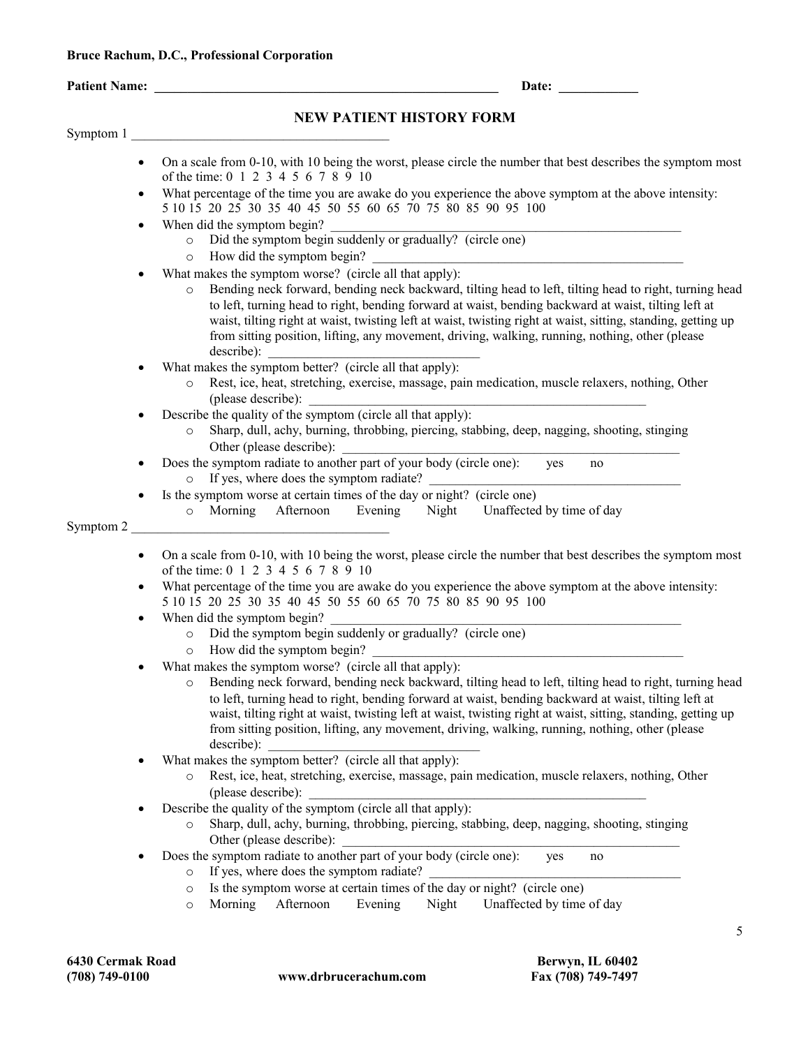**Bruce Rachum, D.C., Professional Corporation**

**Patient Name:** ______________________________________________________ **Date:** ____________

## NEW PATIENT HISTORY FORM

Symptom 1 ________________________________________

- On a scale from 0-10, with 10 being the worst, please circle the number that best describes the symptom most of the time: 0 1 2 3 4 5 6 7 8 9 10
- What percentage of the time you are awake do you experience the above symptom at the above intensity: 5 10 15 20 25 30 35 40 45 50 55 60 65 70 75 80 85 90 95 100
- When did the symptom begin? _______________________________________________________
  - Did the symptom begin suddenly or gradually? (circle one)
  - How did the symptom begin? _________________________________________________
- What makes the symptom worse? (circle all that apply):
  - Bending neck forward, bending neck backward, tilting head to left, tilting head to right, turning head to left, turning head to right, bending forward at waist, bending backward at waist, tilting left at waist, tilting right at waist, twisting left at waist, twisting right at waist, sitting, standing, getting up from sitting position, lifting, any movement, driving, walking, running, nothing, other (please describe): _________________________________
- What makes the symptom better? (circle all that apply):
  - Rest, ice, heat, stretching, exercise, massage, pain medication, muscle relaxers, nothing, Other (please describe): _____________________________________________________
- Describe the quality of the symptom (circle all that apply):
  - Sharp, dull, achy, burning, throbbing, piercing, stabbing, deep, nagging, shooting, stinging Other (please describe): _____________________________________________________
- Does the symptom radiate to another part of your body (circle one): yes no
  - If yes, where does the symptom radiate? _______________________________________
- Is the symptom worse at certain times of the day or night? (circle one)
  - Morning Afternoon Evening Night Unaffected by time of day

Symptom 2 ________________________________________

- On a scale from 0-10, with 10 being the worst, please circle the number that best describes the symptom most of the time: 0 1 2 3 4 5 6 7 8 9 10
- What percentage of the time you are awake do you experience the above symptom at the above intensity: 5 10 15 20 25 30 35 40 45 50 55 60 65 70 75 80 85 90 95 100
- When did the symptom begin? _______________________________________________________
  - Did the symptom begin suddenly or gradually? (circle one)
  - How did the symptom begin? _________________________________________________
- What makes the symptom worse? (circle all that apply):
  - Bending neck forward, bending neck backward, tilting head to left, tilting head to right, turning head to left, turning head to right, bending forward at waist, bending backward at waist, tilting left at waist, tilting right at waist, twisting left at waist, twisting right at waist, sitting, standing, getting up from sitting position, lifting, any movement, driving, walking, running, nothing, other (please describe): _________________________________
- What makes the symptom better? (circle all that apply):
  - Rest, ice, heat, stretching, exercise, massage, pain medication, muscle relaxers, nothing, Other (please describe): _____________________________________________________
- Describe the quality of the symptom (circle all that apply):
  - Sharp, dull, achy, burning, throbbing, piercing, stabbing, deep, nagging, shooting, stinging Other (please describe): _____________________________________________________
- Does the symptom radiate to another part of your body (circle one): yes no
  - If yes, where does the symptom radiate? _______________________________________
  - Is the symptom worse at certain times of the day or night? (circle one)
  - Morning Afternoon Evening Night Unaffected by time of day

**6430 Cermak Road** **Berwyn, IL 60402**
**(708) 749-0100** **www.drbrucerachum.com** **Fax (708) 749-7497**